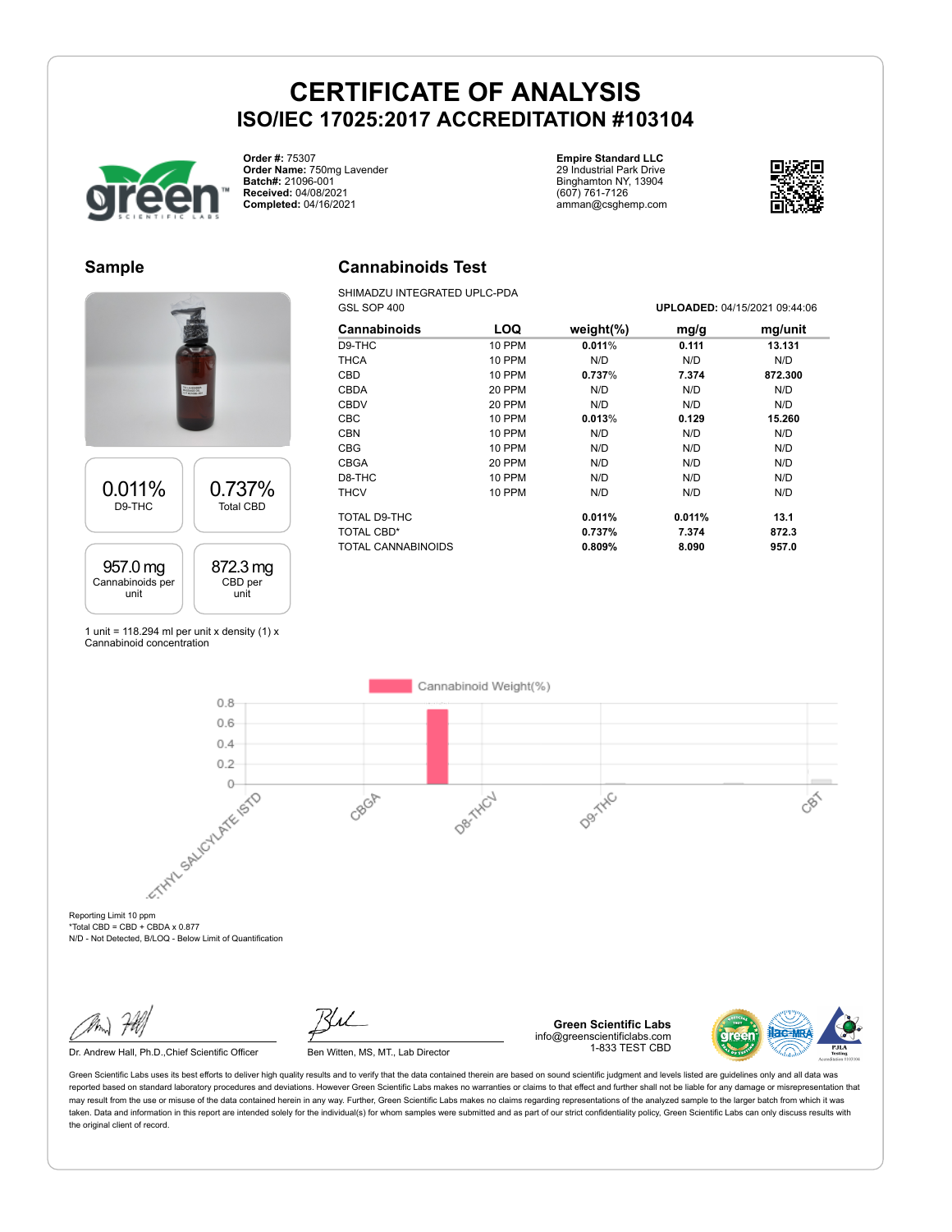# CERTIFICATE OF ANALYSIS

## ISO/IEC 17025:2017 ACCREDITATION #103104

**Order #:** 75307
**Order Name:** 750mg Lavender
**Batch#:** 21096-001
**Received:** 04/08/2021
**Completed:** 04/16/2021

**Empire Standard LLC**
29 Industrial Park Drive
Binghamton NY, 13904
(607) 761-7126
amman@csghemp.com

## Sample

| 0.011% | 0.737% |
|---|---|
| D9-THC | Total CBD |

| 957.0 mg | 872.3 mg |
|---|---|
| Cannabinoids per unit | CBD per unit |

1 unit = 118.294 ml per unit x density (1) x Cannabinoid concentration

## Cannabinoids Test

SHIMADZU INTEGRATED UPLC-PDA
GSL SOP 400

**UPLOADED:** 04/15/2021 09:44:06

| Cannabinoids | LOQ | weight(%) | mg/g | mg/unit |
|---|---|---|---|---|
| D9-THC | 10 PPM | **0.011%** | **0.111** | **13.131** |
| THCA | 10 PPM | N/D | N/D | N/D |
| CBD | 10 PPM | **0.737%** | **7.374** | **872.300** |
| CBDA | 20 PPM | N/D | N/D | N/D |
| CBDV | 20 PPM | N/D | N/D | N/D |
| CBC | 10 PPM | **0.013%** | **0.129** | **15.260** |
| CBN | 10 PPM | N/D | N/D | N/D |
| CBG | 10 PPM | N/D | N/D | N/D |
| CBGA | 20 PPM | N/D | N/D | N/D |
| D8-THC | 10 PPM | N/D | N/D | N/D |
| THCV | 10 PPM | N/D | N/D | N/D |
| TOTAL D9-THC | | **0.011%** | **0.011%** | **13.1** |
| TOTAL CBD* | | **0.737%** | **7.374** | **872.3** |
| TOTAL CANNABINOIDS | | **0.809%** | **8.090** | **957.0** |

Reporting Limit 10 ppm
*Total CBD = CBD + CBDA x 0.877
N/D - Not Detected, B/LOQ - Below Limit of Quantification

Dr. Andrew Hall, Ph.D.,Chief Scientific Officer

Ben Witten, MS, MT., Lab Director

**Green Scientific Labs**
info@greenscientificlabs.com
1-833 TEST CBD

Green Scientific Labs uses its best efforts to deliver high quality results and to verify that the data contained therein are based on sound scientific judgment and levels listed are guidelines only and all data was reported based on standard laboratory procedures and deviations. However Green Scientific Labs makes no warranties or claims to that effect and further shall not be liable for any damage or misrepresentation that may result from the use or misuse of the data contained herein in any way. Further, Green Scientific Labs makes no claims regarding representations of the analyzed sample to the larger batch from which it was taken. Data and information in this report are intended solely for the individual(s) for whom samples were submitted and as part of our strict confidentiality policy, Green Scientific Labs can only discuss results with the original client of record.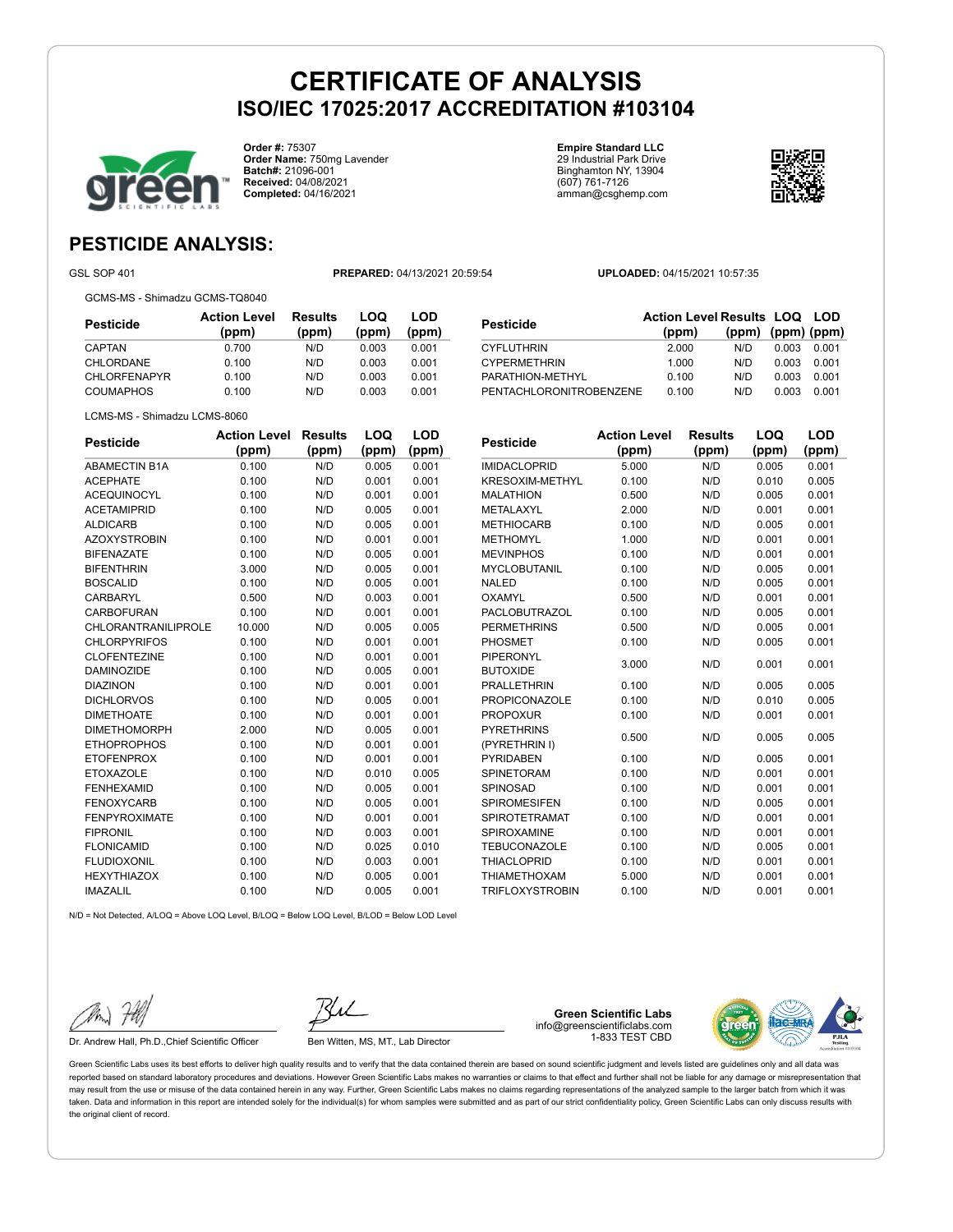# CERTIFICATE OF ANALYSIS

## ISO/IEC 17025:2017 ACCREDITATION #103104

**Order #:** 75307
**Order Name:** 750mg Lavender
**Batch#:** 21096-001
**Received:** 04/08/2021
**Completed:** 04/16/2021

**Empire Standard LLC**
29 Industrial Park Drive
Binghamton NY, 13904
(607) 761-7126
amman@csghemp.com

## PESTICIDE ANALYSIS:

GSL SOP 401 **PREPARED:** 04/13/2021 20:59:54 **UPLOADED:** 04/15/2021 10:57:35

GCMS-MS - Shimadzu GCMS-TQ8040

| Pesticide | Action Level (ppm) | Results (ppm) | LOQ (ppm) | LOD (ppm) |
|---|---|---|---|---|
| CAPTAN | 0.700 | N/D | 0.003 | 0.001 |
| CHLORDANE | 0.100 | N/D | 0.003 | 0.001 |
| CHLORFENAPYR | 0.100 | N/D | 0.003 | 0.001 |
| COUMAPHOS | 0.100 | N/D | 0.003 | 0.001 |
| CYFLUTHRIN | 2.000 | N/D | 0.003 | 0.001 |
| CYPERMETHRIN | 1.000 | N/D | 0.003 | 0.001 |
| PARATHION-METHYL | 0.100 | N/D | 0.003 | 0.001 |
| PENTACHLORONITROBENZENE | 0.100 | N/D | 0.003 | 0.001 |

LCMS-MS - Shimadzu LCMS-8060

| Pesticide | Action Level (ppm) | Results (ppm) | LOQ (ppm) | LOD (ppm) |
|---|---|---|---|---|
| ABAMECTIN B1A | 0.100 | N/D | 0.005 | 0.001 |
| ACEPHATE | 0.100 | N/D | 0.001 | 0.001 |
| ACEQUINOCYL | 0.100 | N/D | 0.001 | 0.001 |
| ACETAMIPRID | 0.100 | N/D | 0.005 | 0.001 |
| ALDICARB | 0.100 | N/D | 0.005 | 0.001 |
| AZOXYSTROBIN | 0.100 | N/D | 0.001 | 0.001 |
| BIFENAZATE | 0.100 | N/D | 0.005 | 0.001 |
| BIFENTHRIN | 3.000 | N/D | 0.005 | 0.001 |
| BOSCALID | 0.100 | N/D | 0.005 | 0.001 |
| CARBARYL | 0.500 | N/D | 0.003 | 0.001 |
| CARBOFURAN | 0.100 | N/D | 0.001 | 0.001 |
| CHLORANTRANILIPROLE | 10.000 | N/D | 0.005 | 0.005 |
| CHLORPYRIFOS | 0.100 | N/D | 0.001 | 0.001 |
| CLOFENTEZINE | 0.100 | N/D | 0.001 | 0.001 |
| DAMINOZIDE | 0.100 | N/D | 0.005 | 0.001 |
| DIAZINON | 0.100 | N/D | 0.001 | 0.001 |
| DICHLORVOS | 0.100 | N/D | 0.005 | 0.001 |
| DIMETHOATE | 0.100 | N/D | 0.001 | 0.001 |
| DIMETHOMORPH | 2.000 | N/D | 0.005 | 0.001 |
| ETHOPROPHOS | 0.100 | N/D | 0.001 | 0.001 |
| ETOFENPROX | 0.100 | N/D | 0.001 | 0.001 |
| ETOXAZOLE | 0.100 | N/D | 0.010 | 0.005 |
| FENHEXAMID | 0.100 | N/D | 0.005 | 0.001 |
| FENOXYCARB | 0.100 | N/D | 0.005 | 0.001 |
| FENPYROXIMATE | 0.100 | N/D | 0.001 | 0.001 |
| FIPRONIL | 0.100 | N/D | 0.003 | 0.001 |
| FLONICAMID | 0.100 | N/D | 0.025 | 0.010 |
| FLUDIOXONIL | 0.100 | N/D | 0.003 | 0.001 |
| HEXYTHIAZOX | 0.100 | N/D | 0.005 | 0.001 |
| IMAZALIL | 0.100 | N/D | 0.005 | 0.001 |
| IMIDACLOPRID | 5.000 | N/D | 0.005 | 0.001 |
| KRESOXIM-METHYL | 0.100 | N/D | 0.010 | 0.005 |
| MALATHION | 0.500 | N/D | 0.005 | 0.001 |
| METALAXYL | 2.000 | N/D | 0.001 | 0.001 |
| METHIOCARB | 0.100 | N/D | 0.005 | 0.001 |
| METHOMYL | 1.000 | N/D | 0.001 | 0.001 |
| MEVINPHOS | 0.100 | N/D | 0.001 | 0.001 |
| MYCLOBUTANIL | 0.100 | N/D | 0.005 | 0.001 |
| NALED | 0.100 | N/D | 0.005 | 0.001 |
| OXAMYL | 0.500 | N/D | 0.001 | 0.001 |
| PACLOBUTRAZOL | 0.100 | N/D | 0.005 | 0.001 |
| PERMETHRINS | 0.500 | N/D | 0.005 | 0.001 |
| PHOSMET | 0.100 | N/D | 0.005 | 0.001 |
| PIPERONYL BUTOXIDE | 3.000 | N/D | 0.001 | 0.001 |
| PRALLETHRIN | 0.100 | N/D | 0.005 | 0.005 |
| PROPICONAZOLE | 0.100 | N/D | 0.010 | 0.005 |
| PROPOXUR | 0.100 | N/D | 0.001 | 0.001 |
| PYRETHRINS (PYRETHRIN I) | 0.500 | N/D | 0.005 | 0.005 |
| PYRIDABEN | 0.100 | N/D | 0.005 | 0.001 |
| SPINETORAM | 0.100 | N/D | 0.001 | 0.001 |
| SPINOSAD | 0.100 | N/D | 0.001 | 0.001 |
| SPIROMESIFEN | 0.100 | N/D | 0.005 | 0.001 |
| SPIROTETRAMAT | 0.100 | N/D | 0.001 | 0.001 |
| SPIROXAMINE | 0.100 | N/D | 0.001 | 0.001 |
| TEBUCONAZOLE | 0.100 | N/D | 0.005 | 0.001 |
| THIACLOPRID | 0.100 | N/D | 0.001 | 0.001 |
| THIAMETHOXAM | 5.000 | N/D | 0.001 | 0.001 |
| TRIFLOXYSTROBIN | 0.100 | N/D | 0.001 | 0.001 |

N/D = Not Detected, A/LOQ = Above LOQ Level, B/LOQ = Below LOQ Level, B/LOD = Below LOD Level

Dr. Andrew Hall, Ph.D.,Chief Scientific Officer

Ben Witten, MS, MT., Lab Director

**Green Scientific Labs**
info@greenscientificlabs.com
1-833 TEST CBD

Green Scientific Labs uses its best efforts to deliver high quality results and to verify that the data contained therein are based on sound scientific judgment and levels listed are guidelines only and all data was reported based on standard laboratory procedures and deviations. However Green Scientific Labs makes no warranties or claims to that effect and further shall not be liable for any damage or misrepresentation that may result from the use or misuse of the data contained herein in any way. Further, Green Scientific Labs makes no claims regarding representations of the analyzed sample to the larger batch from which it was taken. Data and information in this report are intended solely for the individual(s) for whom samples were submitted and as part of our strict confidentiality policy, Green Scientific Labs can only discuss results with the original client of record.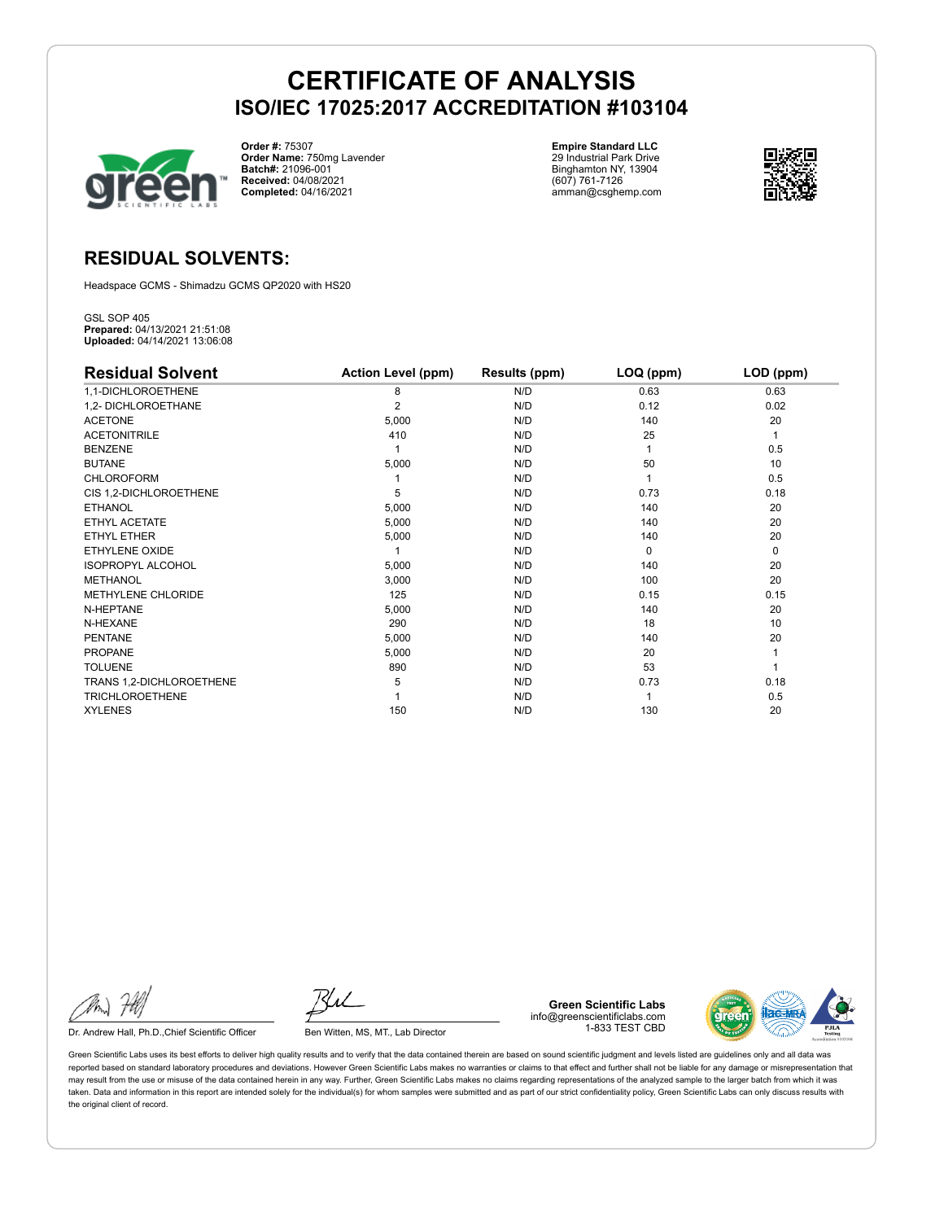# CERTIFICATE OF ANALYSIS

## ISO/IEC 17025:2017 ACCREDITATION #103104

**Order #:** 75307
**Order Name:** 750mg Lavender
**Batch#:** 21096-001
**Received:** 04/08/2021
**Completed:** 04/16/2021

**Empire Standard LLC**
29 Industrial Park Drive
Binghamton NY, 13904
(607) 761-7126
amman@csghemp.com

## RESIDUAL SOLVENTS:

Headspace GCMS - Shimadzu GCMS QP2020 with HS20

GSL SOP 405
**Prepared:** 04/13/2021 21:51:08
**Uploaded:** 04/14/2021 13:06:08

| Residual Solvent | Action Level (ppm) | Results (ppm) | LOQ (ppm) | LOD (ppm) |
|---|---|---|---|---|
| 1,1-DICHLOROETHENE | 8 | N/D | 0.63 | 0.63 |
| 1,2- DICHLOROETHANE | 2 | N/D | 0.12 | 0.02 |
| ACETONE | 5,000 | N/D | 140 | 20 |
| ACETONITRILE | 410 | N/D | 25 | 1 |
| BENZENE | 1 | N/D | 1 | 0.5 |
| BUTANE | 5,000 | N/D | 50 | 10 |
| CHLOROFORM | 1 | N/D | 1 | 0.5 |
| CIS 1,2-DICHLOROETHENE | 5 | N/D | 0.73 | 0.18 |
| ETHANOL | 5,000 | N/D | 140 | 20 |
| ETHYL ACETATE | 5,000 | N/D | 140 | 20 |
| ETHYL ETHER | 5,000 | N/D | 140 | 20 |
| ETHYLENE OXIDE | 1 | N/D | 0 | 0 |
| ISOPROPYL ALCOHOL | 5,000 | N/D | 140 | 20 |
| METHANOL | 3,000 | N/D | 100 | 20 |
| METHYLENE CHLORIDE | 125 | N/D | 0.15 | 0.15 |
| N-HEPTANE | 5,000 | N/D | 140 | 20 |
| N-HEXANE | 290 | N/D | 18 | 10 |
| PENTANE | 5,000 | N/D | 140 | 20 |
| PROPANE | 5,000 | N/D | 20 | 1 |
| TOLUENE | 890 | N/D | 53 | 1 |
| TRANS 1,2-DICHLOROETHENE | 5 | N/D | 0.73 | 0.18 |
| TRICHLOROETHENE | 1 | N/D | 1 | 0.5 |
| XYLENES | 150 | N/D | 130 | 20 |

Dr. Andrew Hall, Ph.D.,Chief Scientific Officer

Ben Witten, MS, MT., Lab Director

**Green Scientific Labs**
info@greenscientificlabs.com
1-833 TEST CBD

Green Scientific Labs uses its best efforts to deliver high quality results and to verify that the data contained therein are based on sound scientific judgment and levels listed are guidelines only and all data was reported based on standard laboratory procedures and deviations. However Green Scientific Labs makes no warranties or claims to that effect and further shall not be liable for any damage or misrepresentation that may result from the use or misuse of the data contained herein in any way. Further, Green Scientific Labs makes no claims regarding representations of the analyzed sample to the larger batch from which it was taken. Data and information in this report are intended solely for the individual(s) for whom samples were submitted and as part of our strict confidentiality policy, Green Scientific Labs can only discuss results with the original client of record.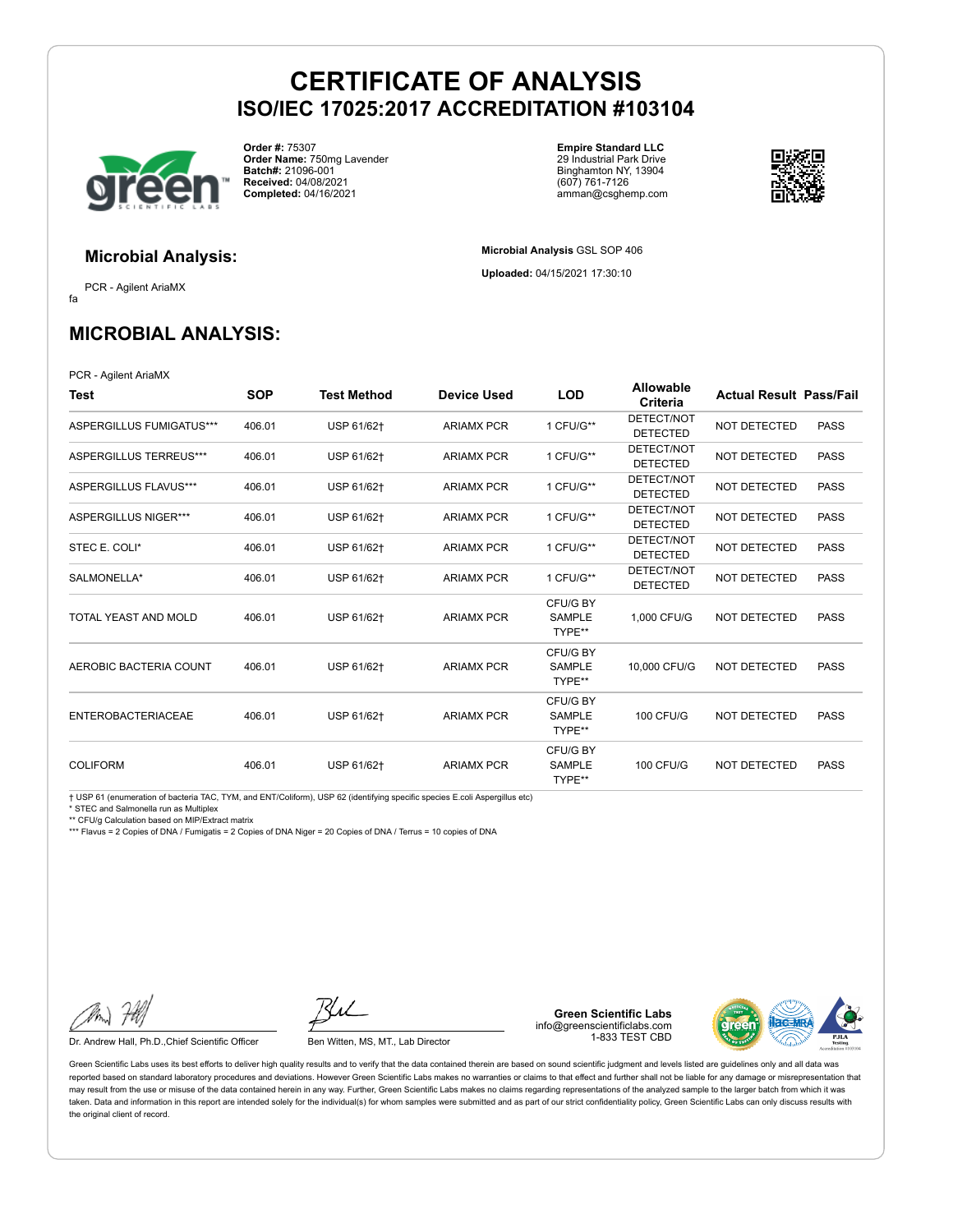# CERTIFICATE OF ANALYSIS
## ISO/IEC 17025:2017 ACCREDITATION #103104

**Order #:** 75307
**Order Name:** 750mg Lavender
**Batch#:** 21096-001
**Received:** 04/08/2021
**Completed:** 04/16/2021

**Empire Standard LLC**
29 Industrial Park Drive
Binghamton NY, 13904
(607) 761-7126
amman@csghemp.com

### Microbial Analysis:

PCR - Agilent AriaMX
fa

**Microbial Analysis** GSL SOP 406

**Uploaded:** 04/15/2021 17:30:10

## MICROBIAL ANALYSIS:

PCR - Agilent AriaMX

| Test | SOP | Test Method | Device Used | LOD | Allowable Criteria | Actual Result | Pass/Fail |
|---|---|---|---|---|---|---|---|
| ASPERGILLUS FUMIGATUS*** | 406.01 | USP 61/62† | ARIAMX PCR | 1 CFU/G** | DETECT/NOT DETECTED | NOT DETECTED | PASS |
| ASPERGILLUS TERREUS*** | 406.01 | USP 61/62† | ARIAMX PCR | 1 CFU/G** | DETECT/NOT DETECTED | NOT DETECTED | PASS |
| ASPERGILLUS FLAVUS*** | 406.01 | USP 61/62† | ARIAMX PCR | 1 CFU/G** | DETECT/NOT DETECTED | NOT DETECTED | PASS |
| ASPERGILLUS NIGER*** | 406.01 | USP 61/62† | ARIAMX PCR | 1 CFU/G** | DETECT/NOT DETECTED | NOT DETECTED | PASS |
| STEC E. COLI* | 406.01 | USP 61/62† | ARIAMX PCR | 1 CFU/G** | DETECT/NOT DETECTED | NOT DETECTED | PASS |
| SALMONELLA* | 406.01 | USP 61/62† | ARIAMX PCR | 1 CFU/G** | DETECT/NOT DETECTED | NOT DETECTED | PASS |
| TOTAL YEAST AND MOLD | 406.01 | USP 61/62† | ARIAMX PCR | CFU/G BY SAMPLE TYPE** | 1,000 CFU/G | NOT DETECTED | PASS |
| AEROBIC BACTERIA COUNT | 406.01 | USP 61/62† | ARIAMX PCR | CFU/G BY SAMPLE TYPE** | 10,000 CFU/G | NOT DETECTED | PASS |
| ENTEROBACTERIACEAE | 406.01 | USP 61/62† | ARIAMX PCR | CFU/G BY SAMPLE TYPE** | 100 CFU/G | NOT DETECTED | PASS |
| COLIFORM | 406.01 | USP 61/62† | ARIAMX PCR | CFU/G BY SAMPLE TYPE** | 100 CFU/G | NOT DETECTED | PASS |

† USP 61 (enumeration of bacteria TAC, TYM, and ENT/Coliform), USP 62 (identifying specific species E.coli Aspergillus etc)
* STEC and Salmonella run as Multiplex
** CFU/g Calculation based on MIP/Extract matrix
*** Flavus = 2 Copies of DNA / Fumigatis = 2 Copies of DNA Niger = 20 Copies of DNA / Terrus = 10 copies of DNA

Dr. Andrew Hall, Ph.D.,Chief Scientific Officer

Ben Witten, MS, MT., Lab Director

**Green Scientific Labs**
info@greenscientificlabs.com
1-833 TEST CBD

Green Scientific Labs uses its best efforts to deliver high quality results and to verify that the data contained therein are based on sound scientific judgment and levels listed are guidelines only and all data was reported based on standard laboratory procedures and deviations. However Green Scientific Labs makes no warranties or claims to that effect and further shall not be liable for any damage or misrepresentation that may result from the use or misuse of the data contained herein in any way. Further, Green Scientific Labs makes no claims regarding representations of the analyzed sample to the larger batch from which it was taken. Data and information in this report are intended solely for the individual(s) for whom samples were submitted and as part of our strict confidentiality policy, Green Scientific Labs can only discuss results with the original client of record.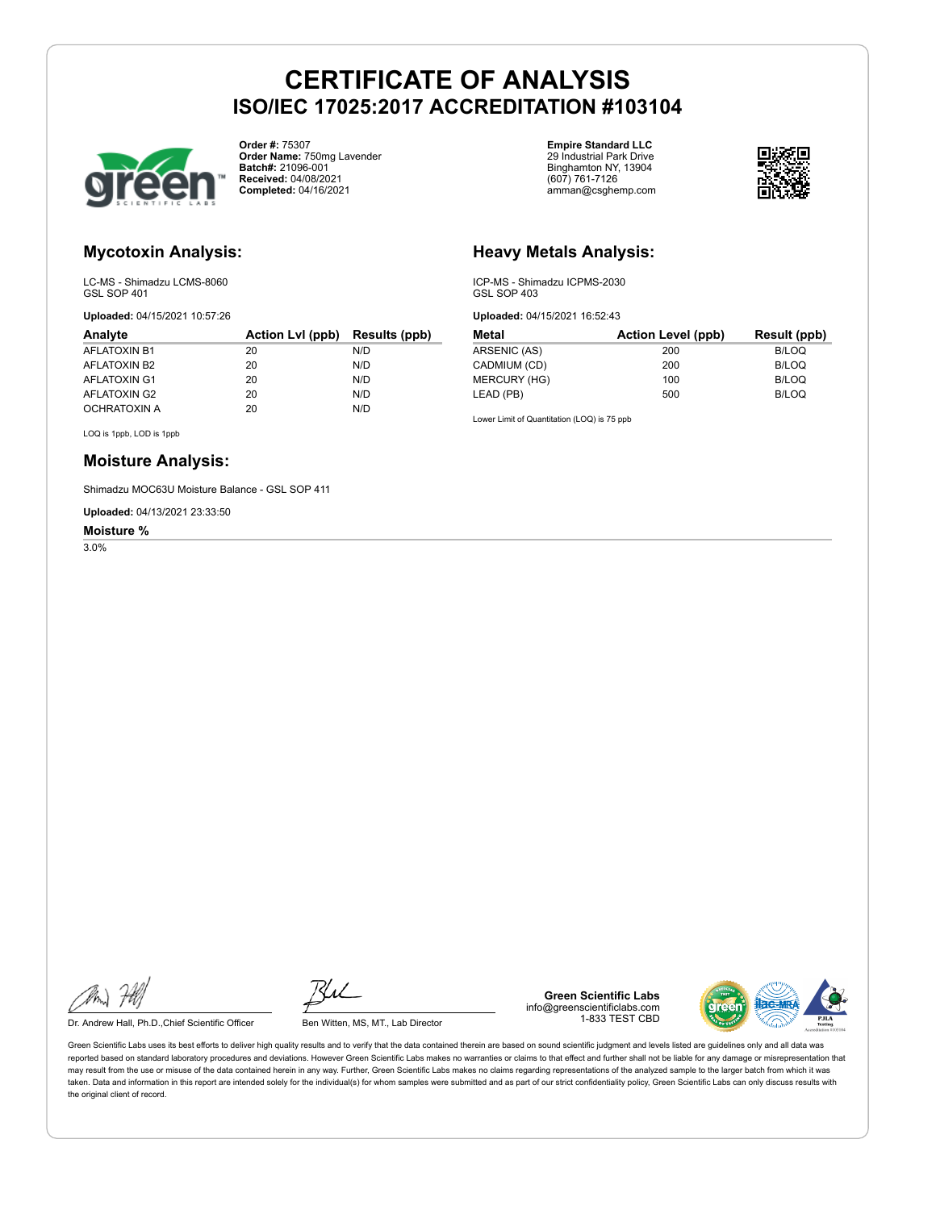# CERTIFICATE OF ANALYSIS

## ISO/IEC 17025:2017 ACCREDITATION #103104

**Order #:** 75307
**Order Name:** 750mg Lavender
**Batch#:** 21096-001
**Received:** 04/08/2021
**Completed:** 04/16/2021

**Empire Standard LLC**
29 Industrial Park Drive
Binghamton NY, 13904
(607) 761-7126
amman@csghemp.com

## Mycotoxin Analysis:

LC-MS - Shimadzu LCMS-8060
GSL SOP 401

**Uploaded:** 04/15/2021 10:57:26

| Analyte | Action Lvl (ppb) | Results (ppb) |
| --- | --- | --- |
| AFLATOXIN B1 | 20 | N/D |
| AFLATOXIN B2 | 20 | N/D |
| AFLATOXIN G1 | 20 | N/D |
| AFLATOXIN G2 | 20 | N/D |
| OCHRATOXIN A | 20 | N/D |

LOQ is 1ppb, LOD is 1ppb

## Heavy Metals Analysis:

ICP-MS - Shimadzu ICPMS-2030
GSL SOP 403

**Uploaded:** 04/15/2021 16:52:43

| Metal | Action Level (ppb) | Result (ppb) |
| --- | --- | --- |
| ARSENIC (AS) | 200 | B/LOQ |
| CADMIUM (CD) | 200 | B/LOQ |
| MERCURY (HG) | 100 | B/LOQ |
| LEAD (PB) | 500 | B/LOQ |

Lower Limit of Quantitation (LOQ) is 75 ppb

## Moisture Analysis:

Shimadzu MOC63U Moisture Balance - GSL SOP 411

**Uploaded:** 04/13/2021 23:33:50

| Moisture % |
| --- |
| 3.0% |

Dr. Andrew Hall, Ph.D.,Chief Scientific Officer

Ben Witten, MS, MT., Lab Director

**Green Scientific Labs**
info@greenscientificlabs.com
1-833 TEST CBD

Green Scientific Labs uses its best efforts to deliver high quality results and to verify that the data contained therein are based on sound scientific judgment and levels listed are guidelines only and all data was reported based on standard laboratory procedures and deviations. However Green Scientific Labs makes no warranties or claims to that effect and further shall not be liable for any damage or misrepresentation that may result from the use or misuse of the data contained herein in any way. Further, Green Scientific Labs makes no claims regarding representations of the analyzed sample to the larger batch from which it was taken. Data and information in this report are intended solely for the individual(s) for whom samples were submitted and as part of our strict confidentiality policy, Green Scientific Labs can only discuss results with the original client of record.